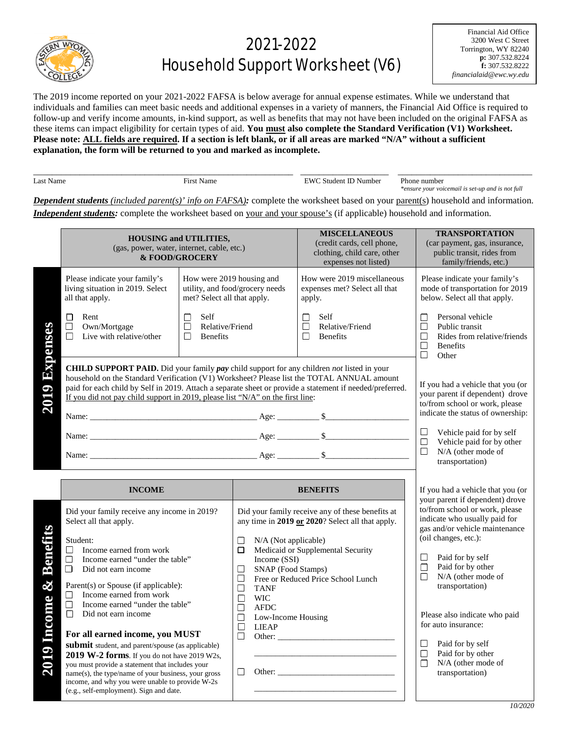# 2021-2022 Household Support Worksheet (V6)

Financial Aid Office
3200 West C Street
Torrington, WY 82240
**p:** 307.532.8224
**f:** 307.532.8222
*financialaid@ewc.wy.edu*

The 2019 income reported on your 2021-2022 FAFSA is below average for annual expense estimates. While we understand that individuals and families can meet basic needs and additional expenses in a variety of manners, the Financial Aid Office is required to follow-up and verify income amounts, in-kind support, as well as benefits that may not have been included on the original FAFSA as these items can impact eligibility for certain types of aid. **You must also complete the Standard Verification (V1) Worksheet. Please note: ALL fields are required. If a section is left blank, or if all areas are marked "N/A" without a sufficient explanation, the form will be returned to you and marked as incomplete.**

\_\_\_\_\_\_\_\_\_\_\_\_\_\_\_\_\_\_\_\_\_\_\_\_\_\_\_\_\_\_\_\_\_\_\_\_\_\_\_\_\_\_\_\_\_\_\_\_\_\_\_\_\_\_\_\_\_\_ \_\_\_\_\_\_\_\_\_\_\_\_\_\_\_\_\_\_\_\_ \_\_\_\_\_\_\_\_\_\_\_\_\_\_\_\_\_\_\_\_\_\_\_\_\_\_\_\_\_\_

Last Name | First Name | EWC Student ID Number | Phone number *\*ensure your voicemail is set-up and is not full*

***Dependent students** (included parent(s)' info on FAFSA)***:** complete the worksheet based on your parent(s) household and information.
***Independent students:*** complete the worksheet based on your and your spouse's (if applicable) household and information.

## 2019 Expenses

**HOUSING and UTILITIES,** (gas, power, water, internet, cable, etc.) **& FOOD/GROCERY**

Please indicate your family's living situation in 2019. Select all that apply.

- ☐ Rent
- ☐ Own/Mortgage
- ☐ Live with relative/other

How were 2019 housing and utility, and food/grocery needs met? Select all that apply.

- ☐ Self
- ☐ Relative/Friend
- ☐ Benefits

**MISCELLANEOUS** (credit cards, cell phone, clothing, child care, other expenses not listed)

How were 2019 miscellaneous expenses met? Select all that apply.

- ☐ Self
- ☐ Relative/Friend
- ☐ Benefits

**CHILD SUPPORT PAID.** Did your family ***pay*** child support for any children *not* listed in your household on the Standard Verification (V1) Worksheet? Please list the TOTAL ANNUAL amount paid for each child by Self in 2019. Attach a separate sheet or provide a statement if needed/preferred. If you did not pay child support in 2019, please list "N/A" on the first line:

Name: \_\_\_\_\_\_\_\_\_\_\_\_\_\_\_\_\_\_\_\_\_\_\_\_\_\_\_\_\_\_ Age: \_\_\_\_\_\_\_ $\_\_\_\_\_\_\_\_\_\_\_\_\_\_\_

Name: \_\_\_\_\_\_\_\_\_\_\_\_\_\_\_\_\_\_\_\_\_\_\_\_\_\_\_\_\_\_ Age: \_\_\_\_\_\_\_ $\_\_\_\_\_\_\_\_\_\_\_\_\_\_\_

Name: \_\_\_\_\_\_\_\_\_\_\_\_\_\_\_\_\_\_\_\_\_\_\_\_\_\_\_\_\_\_ Age: \_\_\_\_\_\_\_ $\_\_\_\_\_\_\_\_\_\_\_\_\_\_\_

**TRANSPORTATION** (car payment, gas, insurance, public transit, rides from family/friends, etc.)

Please indicate your family's mode of transportation for 2019 below. Select all that apply.

- ☐ Personal vehicle
- ☐ Public transit
- ☐ Rides from relative/friends
- ☐ Benefits
- ☐ Other

If you had a vehicle that you (or your parent if dependent) drove to/from school or work, please indicate the status of ownership:

- ☐ Vehicle paid for by self
- ☐ Vehicle paid for by other
- ☐ N/A (other mode of transportation)

If you had a vehicle that you (or your parent if dependent) drove to/from school or work, please indicate who usually paid for gas and/or vehicle maintenance (oil changes, etc.):

- ☐ Paid for by self
- ☐ Paid for by other
- ☐ N/A (other mode of transportation)

Please also indicate who paid for auto insurance:

- ☐ Paid for by self
- ☐ Paid for by other
- ☐ N/A (other mode of transportation)

## 2019 Income & Benefits

**INCOME**

Did your family receive any income in 2019? Select all that apply.

Student:

- ☐ Income earned from work
- ☐ Income earned "under the table"
- ☐ Did not earn income

Parent(s) or Spouse (if applicable):

- ☐ Income earned from work
- ☐ Income earned "under the table"
- ☐ Did not earn income

**For all earned income, you MUST submit** student, and parent/spouse (as applicable) **2019 W-2 forms**. If you do not have 2019 W2s, you must provide a statement that includes your name(s), the type/name of your business, your gross income, and why you were unable to provide W-2s (e.g., self-employment). Sign and date.

**BENEFITS**

Did your family receive any of these benefits at any time in **2019 or 2020**? Select all that apply.

- ☐ N/A (Not applicable)
- ☐ Medicaid or Supplemental Security Income (SSI)
- ☐ SNAP (Food Stamps)
- ☐ Free or Reduced Price School Lunch
- ☐ TANF
- ☐ WIC
- ☐ AFDC
- ☐ Low-Income Housing
- ☐ LIEAP
- ☐ Other: \_\_\_\_\_\_\_\_\_\_\_\_\_\_\_\_\_\_\_\_\_\_\_\_\_\_\_\_\_\_\_\_\_\_\_\_\_\_\_\_\_\_\_\_\_\_\_\_\_\_\_\_\_\_\_\_
- ☐ Other: \_\_\_\_\_\_\_\_\_\_\_\_\_\_\_\_\_\_\_\_\_\_\_\_\_\_\_\_\_\_\_\_\_\_\_\_\_\_\_\_\_\_\_\_\_\_\_\_\_\_\_\_\_\_\_\_

*10/2020*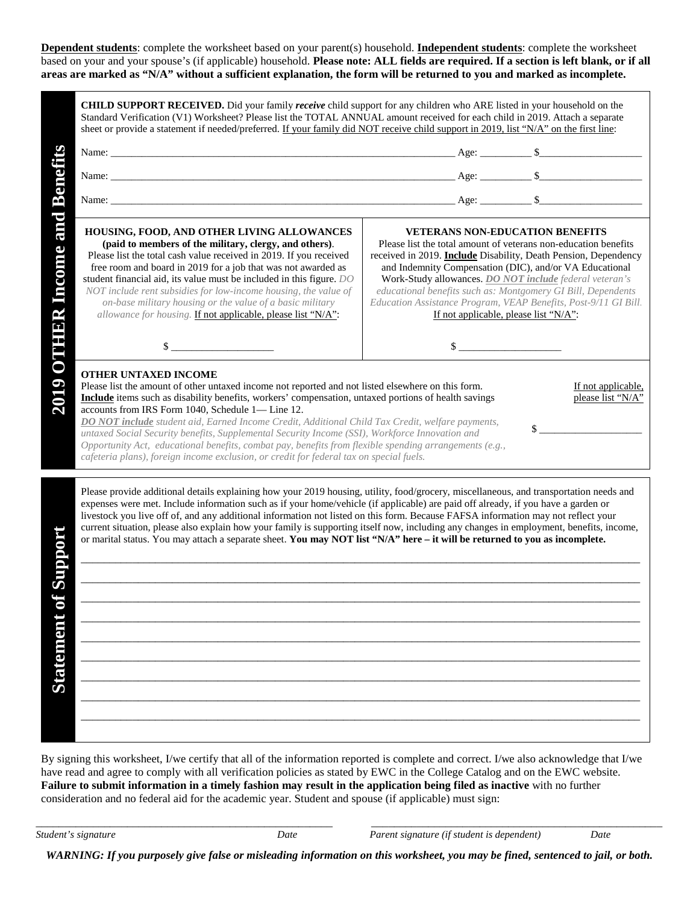**Dependent students**: complete the worksheet based on your parent(s) household. **Independent students**: complete the worksheet based on your and your spouse's (if applicable) household. **Please note: ALL fields are required. If a section is left blank, or if all areas are marked as "N/A" without a sufficient explanation, the form will be returned to you and marked as incomplete.**

## 2019 OTHER Income and Benefits

**CHILD SUPPORT RECEIVED.** Did your family ***receive*** child support for any children who ARE listed in your household on the Standard Verification (V1) Worksheet? Please list the TOTAL ANNUAL amount received for each child in 2019. Attach a separate sheet or provide a statement if needed/preferred. If your family did NOT receive child support in 2019, list "N/A" on the first line:

Name: ______________________________ Age: __________ $____________________

Name: ______________________________ Age: __________ $____________________

Name: ______________________________ Age: __________ $____________________

**HOUSING, FOOD, AND OTHER LIVING ALLOWANCES (paid to members of the military, clergy, and others)**. Please list the total cash value received in 2019. If you received free room and board in 2019 for a job that was not awarded as student financial aid, its value must be included in this figure. *DO NOT include rent subsidies for low-income housing, the value of on-base military housing or the value of a basic military allowance for housing.* If not applicable, please list "N/A":

$ ____________________

**VETERANS NON-EDUCATION BENEFITS**
Please list the total amount of veterans non-education benefits received in 2019. **Include** Disability, Death Pension, Dependency and Indemnity Compensation (DIC), and/or VA Educational Work-Study allowances. ***DO NOT include*** *federal veteran's educational benefits such as: Montgomery GI Bill, Dependents Education Assistance Program, VEAP Benefits, Post-9/11 GI Bill.* If not applicable, please list "N/A":

$ ____________________

**OTHER UNTAXED INCOME**
Please list the amount of other untaxed income not reported and not listed elsewhere on this form. **Include** items such as disability benefits, workers' compensation, untaxed portions of health savings accounts from IRS Form 1040, Schedule 1— Line 12.
***DO NOT include*** *student aid, Earned Income Credit, Additional Child Tax Credit, welfare payments, untaxed Social Security benefits, Supplemental Security Income (SSI), Workforce Innovation and Opportunity Act, educational benefits, combat pay, benefits from flexible spending arrangements (e.g., cafeteria plans), foreign income exclusion, or credit for federal tax on special fuels.*

If not applicable, please list "N/A"

$ ____________________

## Statement of Support

Please provide additional details explaining how your 2019 housing, utility, food/grocery, miscellaneous, and transportation needs and expenses were met. Include information such as if your home/vehicle (if applicable) are paid off already, if you have a garden or livestock you live off of, and any additional information not listed on this form. Because FAFSA information may not reflect your current situation, please also explain how your family is supporting itself now, including any changes in employment, benefits, income, or marital status. You may attach a separate sheet. **You may NOT list "N/A" here – it will be returned to you as incomplete.**

______________________________________________________________________________

______________________________________________________________________________

______________________________________________________________________________

______________________________________________________________________________

______________________________________________________________________________

______________________________________________________________________________

______________________________________________________________________________

______________________________________________________________________________

______________________________________________________________________________

By signing this worksheet, I/we certify that all of the information reported is complete and correct. I/we also acknowledge that I/we have read and agree to comply with all verification policies as stated by EWC in the College Catalog and on the EWC website. **Failure to submit information in a timely fashion may result in the application being filed as inactive** with no further consideration and no federal aid for the academic year. Student and spouse (if applicable) must sign:

______________________________________ ______________________________________

*Student's signature* *Date* *Parent signature (if student is dependent)* *Date*

***WARNING: If you purposely give false or misleading information on this worksheet, you may be fined, sentenced to jail, or both.***